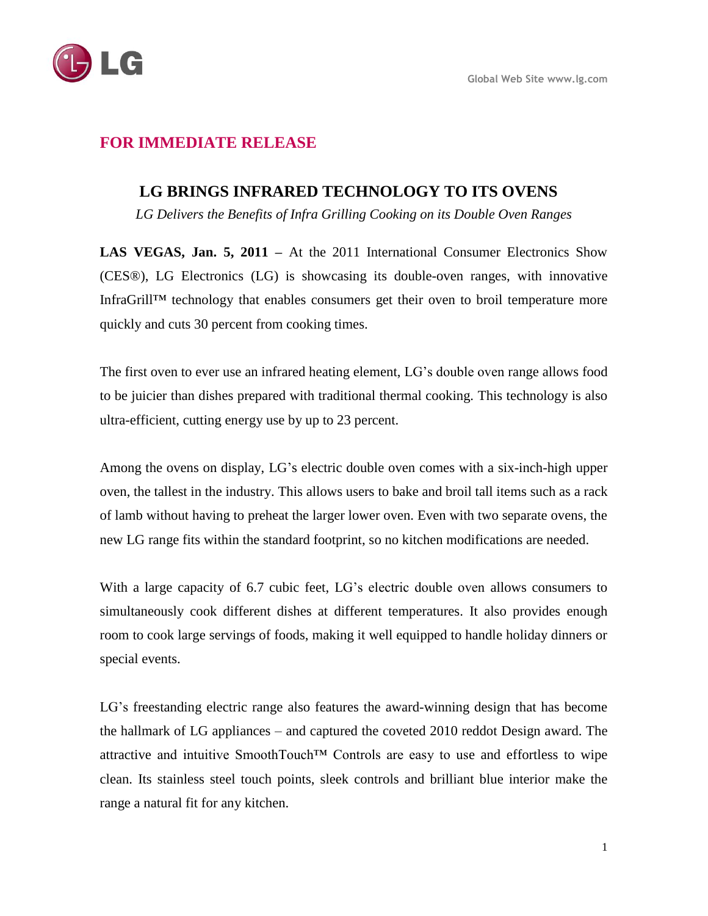Global Web Site www.lg.com

**FOR IMMEDIATE RELEASE**

# LG BRINGS INFRARED TECHNOLOGY TO ITS OVENS

*LG Delivers the Benefits of Infra Grilling Cooking on its Double Oven Ranges*

**LAS VEGAS, Jan. 5, 2011 –** At the 2011 International Consumer Electronics Show (CES®), LG Electronics (LG) is showcasing its double-oven ranges, with innovative InfraGrill™ technology that enables consumers get their oven to broil temperature more quickly and cuts 30 percent from cooking times.

The first oven to ever use an infrared heating element, LG's double oven range allows food to be juicier than dishes prepared with traditional thermal cooking. This technology is also ultra-efficient, cutting energy use by up to 23 percent.

Among the ovens on display, LG's electric double oven comes with a six-inch-high upper oven, the tallest in the industry. This allows users to bake and broil tall items such as a rack of lamb without having to preheat the larger lower oven. Even with two separate ovens, the new LG range fits within the standard footprint, so no kitchen modifications are needed.

With a large capacity of 6.7 cubic feet, LG's electric double oven allows consumers to simultaneously cook different dishes at different temperatures. It also provides enough room to cook large servings of foods, making it well equipped to handle holiday dinners or special events.

LG's freestanding electric range also features the award-winning design that has become the hallmark of LG appliances – and captured the coveted 2010 reddot Design award. The attractive and intuitive SmoothTouch™ Controls are easy to use and effortless to wipe clean. Its stainless steel touch points, sleek controls and brilliant blue interior make the range a natural fit for any kitchen.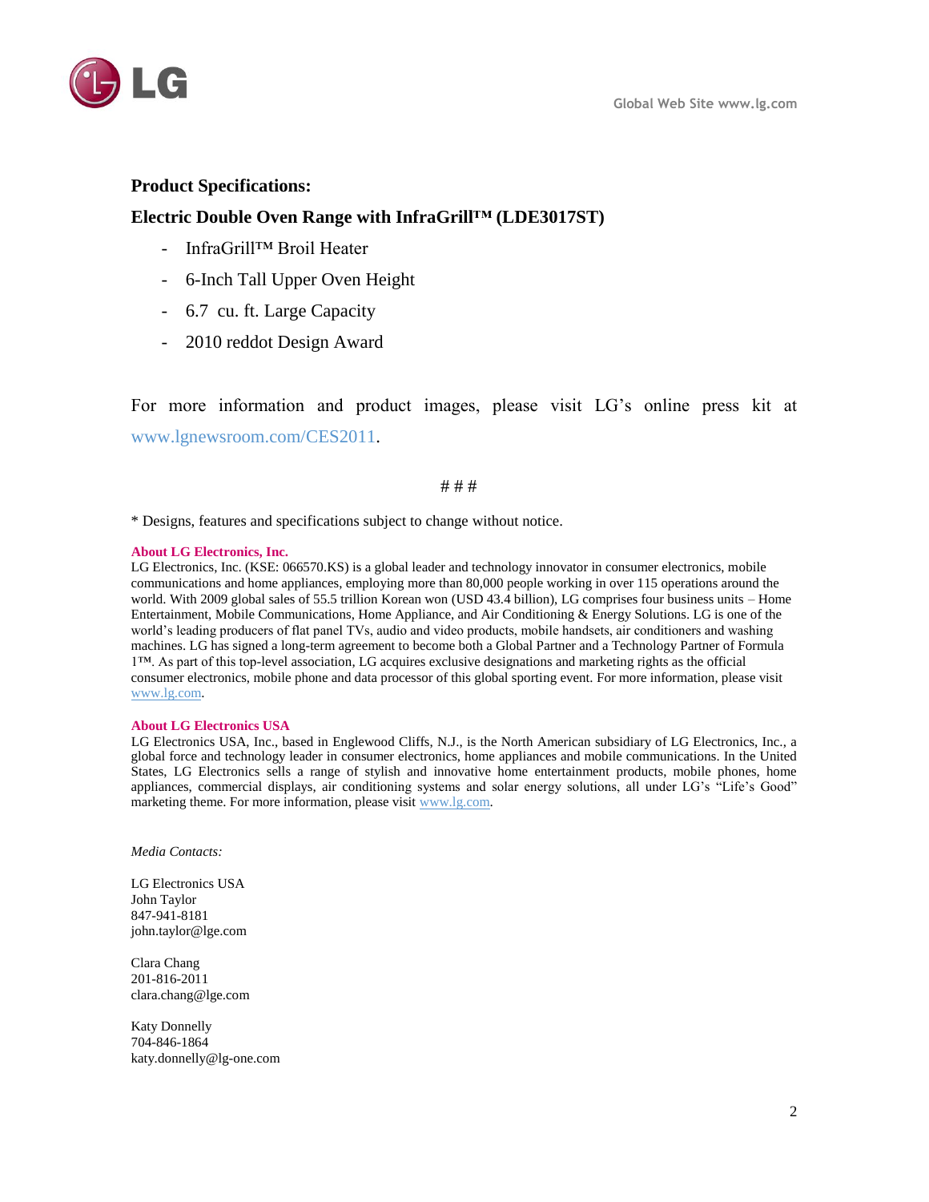**Product Specifications:**

**Electric Double Oven Range with InfraGrill™ (LDE3017ST)**

- InfraGrill™ Broil Heater
- 6-Inch Tall Upper Oven Height
- 6.7 cu. ft. Large Capacity
- 2010 reddot Design Award

For more information and product images, please visit LG's online press kit at www.lgnewsroom.com/CES2011.

# # #

* Designs, features and specifications subject to change without notice.

**About LG Electronics, Inc.**

LG Electronics, Inc. (KSE: 066570.KS) is a global leader and technology innovator in consumer electronics, mobile communications and home appliances, employing more than 80,000 people working in over 115 operations around the world. With 2009 global sales of 55.5 trillion Korean won (USD 43.4 billion), LG comprises four business units – Home Entertainment, Mobile Communications, Home Appliance, and Air Conditioning & Energy Solutions. LG is one of the world's leading producers of flat panel TVs, audio and video products, mobile handsets, air conditioners and washing machines. LG has signed a long-term agreement to become both a Global Partner and a Technology Partner of Formula 1™. As part of this top-level association, LG acquires exclusive designations and marketing rights as the official consumer electronics, mobile phone and data processor of this global sporting event. For more information, please visit www.lg.com.

**About LG Electronics USA**

LG Electronics USA, Inc., based in Englewood Cliffs, N.J., is the North American subsidiary of LG Electronics, Inc., a global force and technology leader in consumer electronics, home appliances and mobile communications. In the United States, LG Electronics sells a range of stylish and innovative home entertainment products, mobile phones, home appliances, commercial displays, air conditioning systems and solar energy solutions, all under LG's "Life's Good" marketing theme. For more information, please visit www.lg.com.

*Media Contacts:*

LG Electronics USA
John Taylor
847-941-8181
john.taylor@lge.com

Clara Chang
201-816-2011
clara.chang@lge.com

Katy Donnelly
704-846-1864
katy.donnelly@lg-one.com